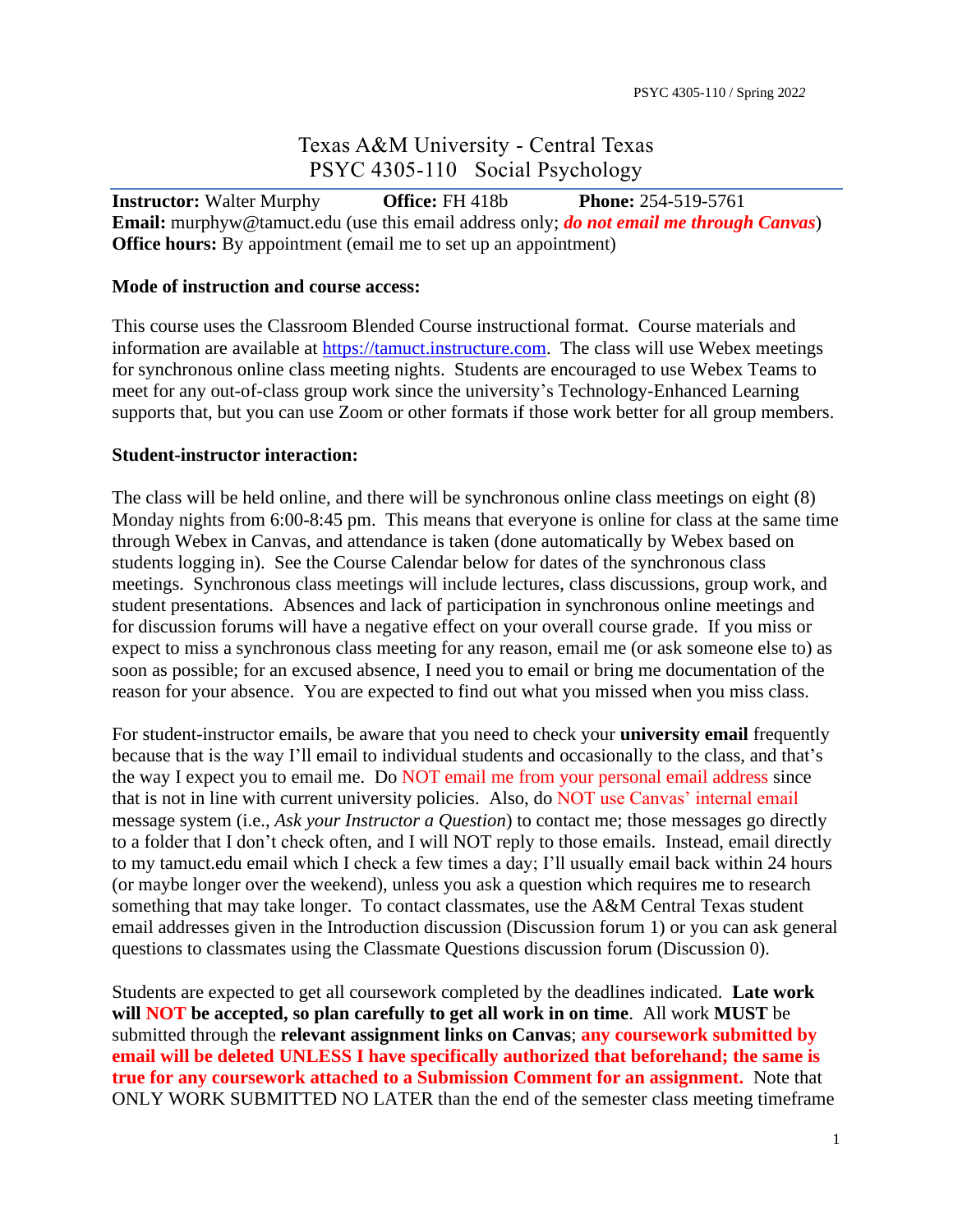# Texas A&M University - Central Texas
## PSYC 4305-110 Social Psychology

**Instructor:** Walter Murphy **Office:** FH 418b **Phone:** 254-519-5761
**Email:** murphyw@tamuct.edu (use this email address only; ***do not email me through Canvas***)
**Office hours:** By appointment (email me to set up an appointment)

**Mode of instruction and course access:**

This course uses the Classroom Blended Course instructional format. Course materials and information are available at https://tamuct.instructure.com. The class will use Webex meetings for synchronous online class meeting nights. Students are encouraged to use Webex Teams to meet for any out-of-class group work since the university's Technology-Enhanced Learning supports that, but you can use Zoom or other formats if those work better for all group members.

**Student-instructor interaction:**

The class will be held online, and there will be synchronous online class meetings on eight (8) Monday nights from 6:00-8:45 pm. This means that everyone is online for class at the same time through Webex in Canvas, and attendance is taken (done automatically by Webex based on students logging in). See the Course Calendar below for dates of the synchronous class meetings. Synchronous class meetings will include lectures, class discussions, group work, and student presentations. Absences and lack of participation in synchronous online meetings and for discussion forums will have a negative effect on your overall course grade. If you miss or expect to miss a synchronous class meeting for any reason, email me (or ask someone else to) as soon as possible; for an excused absence, I need you to email or bring me documentation of the reason for your absence. You are expected to find out what you missed when you miss class.

For student-instructor emails, be aware that you need to check your **university email** frequently because that is the way I'll email to individual students and occasionally to the class, and that's the way I expect you to email me. Do NOT email me from your personal email address since that is not in line with current university policies. Also, do NOT use Canvas' internal email message system (i.e., *Ask your Instructor a Question*) to contact me; those messages go directly to a folder that I don't check often, and I will NOT reply to those emails. Instead, email directly to my tamuct.edu email which I check a few times a day; I'll usually email back within 24 hours (or maybe longer over the weekend), unless you ask a question which requires me to research something that may take longer. To contact classmates, use the A&M Central Texas student email addresses given in the Introduction discussion (Discussion forum 1) or you can ask general questions to classmates using the Classmate Questions discussion forum (Discussion 0).

Students are expected to get all coursework completed by the deadlines indicated. **Late work will NOT be accepted, so plan carefully to get all work in on time**. All work **MUST** be submitted through the **relevant assignment links on Canvas**; **any coursework submitted by email will be deleted UNLESS I have specifically authorized that beforehand; the same is true for any coursework attached to a Submission Comment for an assignment.** Note that ONLY WORK SUBMITTED NO LATER than the end of the semester class meeting timeframe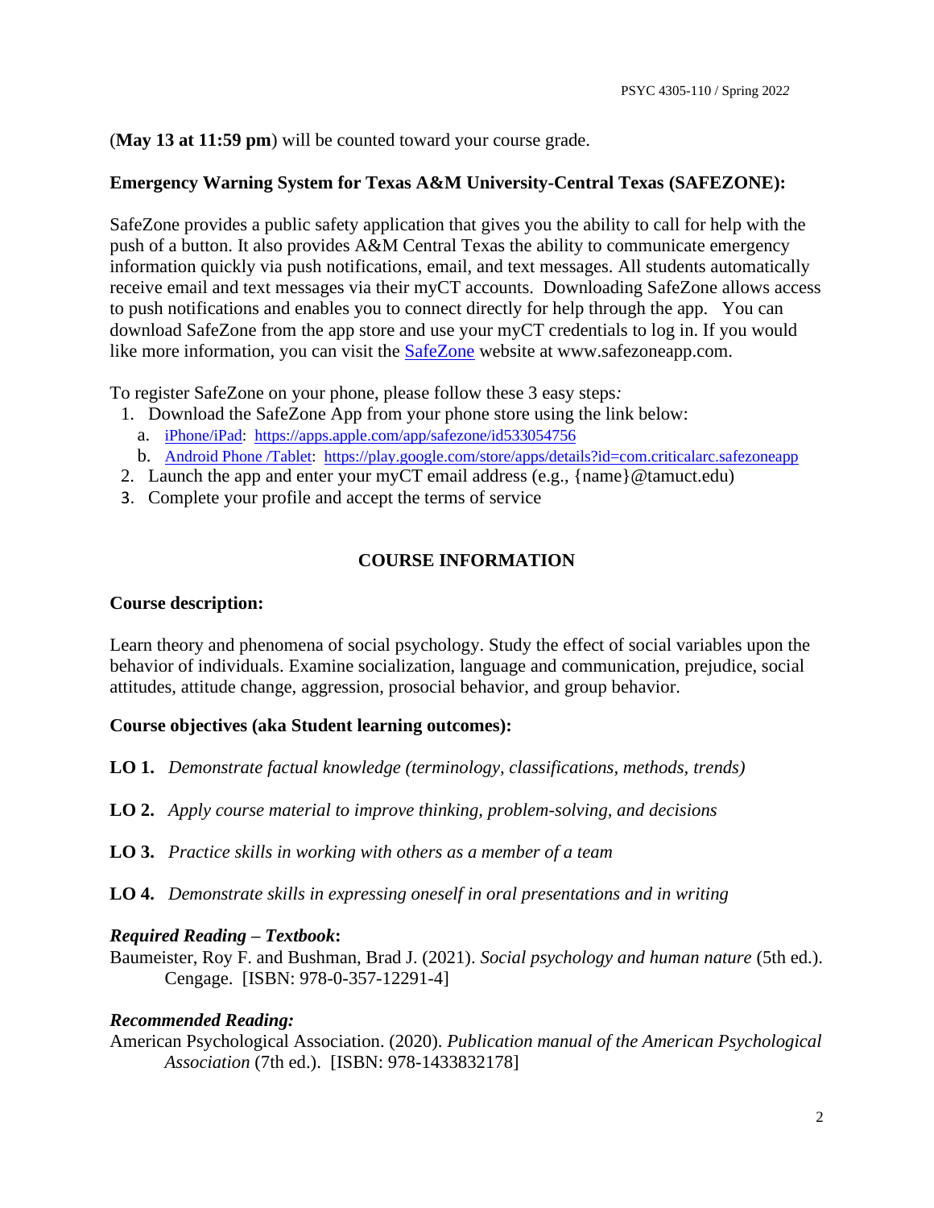(**May 13 at 11:59 pm**) will be counted toward your course grade.

**Emergency Warning System for Texas A&M University-Central Texas (SAFEZONE):**

SafeZone provides a public safety application that gives you the ability to call for help with the push of a button. It also provides A&M Central Texas the ability to communicate emergency information quickly via push notifications, email, and text messages. All students automatically receive email and text messages via their myCT accounts. Downloading SafeZone allows access to push notifications and enables you to connect directly for help through the app. You can download SafeZone from the app store and use your myCT credentials to log in. If you would like more information, you can visit the [SafeZone](www.safezoneapp.com) website at www.safezoneapp.com.

To register SafeZone on your phone, please follow these 3 easy steps*:*

1. Download the SafeZone App from your phone store using the link below:
   a. iPhone/iPad: https://apps.apple.com/app/safezone/id533054756
   b. Android Phone /Tablet: https://play.google.com/store/apps/details?id=com.criticalarc.safezoneapp
2. Launch the app and enter your myCT email address (e.g., {name}@tamuct.edu)
3. Complete your profile and accept the terms of service

## COURSE INFORMATION

**Course description:**

Learn theory and phenomena of social psychology. Study the effect of social variables upon the behavior of individuals. Examine socialization, language and communication, prejudice, social attitudes, attitude change, aggression, prosocial behavior, and group behavior.

**Course objectives (aka Student learning outcomes):**

**LO 1.** *Demonstrate factual knowledge (terminology, classifications, methods, trends)*

**LO 2.** *Apply course material to improve thinking, problem-solving, and decisions*

**LO 3.** *Practice skills in working with others as a member of a team*

**LO 4.** *Demonstrate skills in expressing oneself in oral presentations and in writing*

***Required Reading – Textbook*:**
Baumeister, Roy F. and Bushman, Brad J. (2021). *Social psychology and human nature* (5th ed.). Cengage. [ISBN: 978-0-357-12291-4]

***Recommended Reading:***
American Psychological Association. (2020). *Publication manual of the American Psychological Association* (7th ed.). [ISBN: 978-1433832178]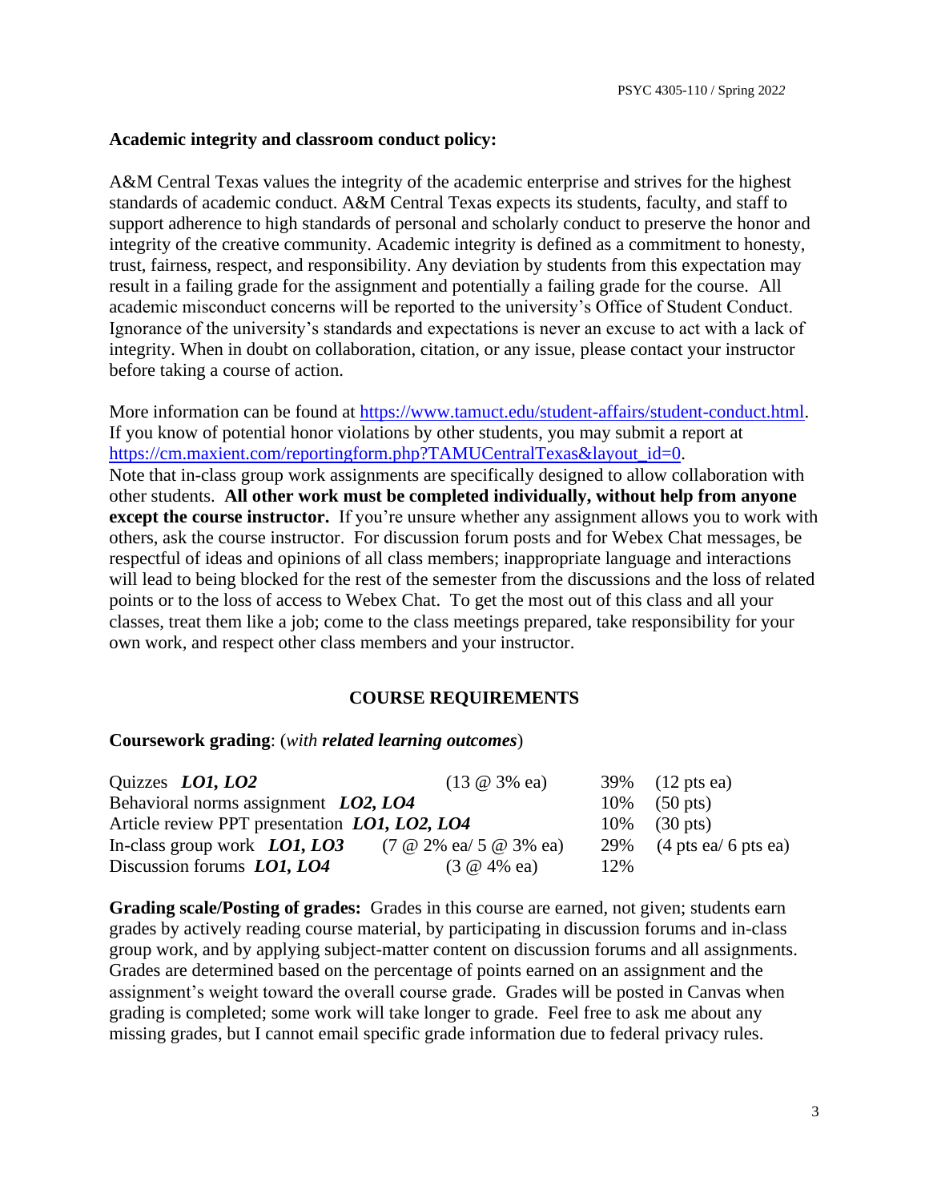**Academic integrity and classroom conduct policy:**

A&M Central Texas values the integrity of the academic enterprise and strives for the highest standards of academic conduct. A&M Central Texas expects its students, faculty, and staff to support adherence to high standards of personal and scholarly conduct to preserve the honor and integrity of the creative community. Academic integrity is defined as a commitment to honesty, trust, fairness, respect, and responsibility. Any deviation by students from this expectation may result in a failing grade for the assignment and potentially a failing grade for the course. All academic misconduct concerns will be reported to the university's Office of Student Conduct. Ignorance of the university's standards and expectations is never an excuse to act with a lack of integrity. When in doubt on collaboration, citation, or any issue, please contact your instructor before taking a course of action.

More information can be found at https://www.tamuct.edu/student-affairs/student-conduct.html. If you know of potential honor violations by other students, you may submit a report at https://cm.maxient.com/reportingform.php?TAMUCentralTexas&layout_id=0.
Note that in-class group work assignments are specifically designed to allow collaboration with other students. **All other work must be completed individually, without help from anyone except the course instructor.** If you're unsure whether any assignment allows you to work with others, ask the course instructor. For discussion forum posts and for Webex Chat messages, be respectful of ideas and opinions of all class members; inappropriate language and interactions will lead to being blocked for the rest of the semester from the discussions and the loss of related points or to the loss of access to Webex Chat. To get the most out of this class and all your classes, treat them like a job; come to the class meetings prepared, take responsibility for your own work, and respect other class members and your instructor.

## COURSE REQUIREMENTS

**Coursework grading**: (*with **related learning outcomes***)

| | | | |
|---|---|---|---|
| Quizzes ***LO1, LO2*** | (13 @ 3% ea) | 39% | (12 pts ea) |
| Behavioral norms assignment ***LO2, LO4*** | | 10% | (50 pts) |
| Article review PPT presentation ***LO1, LO2, LO4*** | | 10% | (30 pts) |
| In-class group work ***LO1, LO3*** | (7 @ 2% ea/ 5 @ 3% ea) | 29% | (4 pts ea/ 6 pts ea) |
| Discussion forums ***LO1, LO4*** | (3 @ 4% ea) | 12% | |

**Grading scale/Posting of grades:** Grades in this course are earned, not given; students earn grades by actively reading course material, by participating in discussion forums and in-class group work, and by applying subject-matter content on discussion forums and all assignments. Grades are determined based on the percentage of points earned on an assignment and the assignment's weight toward the overall course grade. Grades will be posted in Canvas when grading is completed; some work will take longer to grade. Feel free to ask me about any missing grades, but I cannot email specific grade information due to federal privacy rules.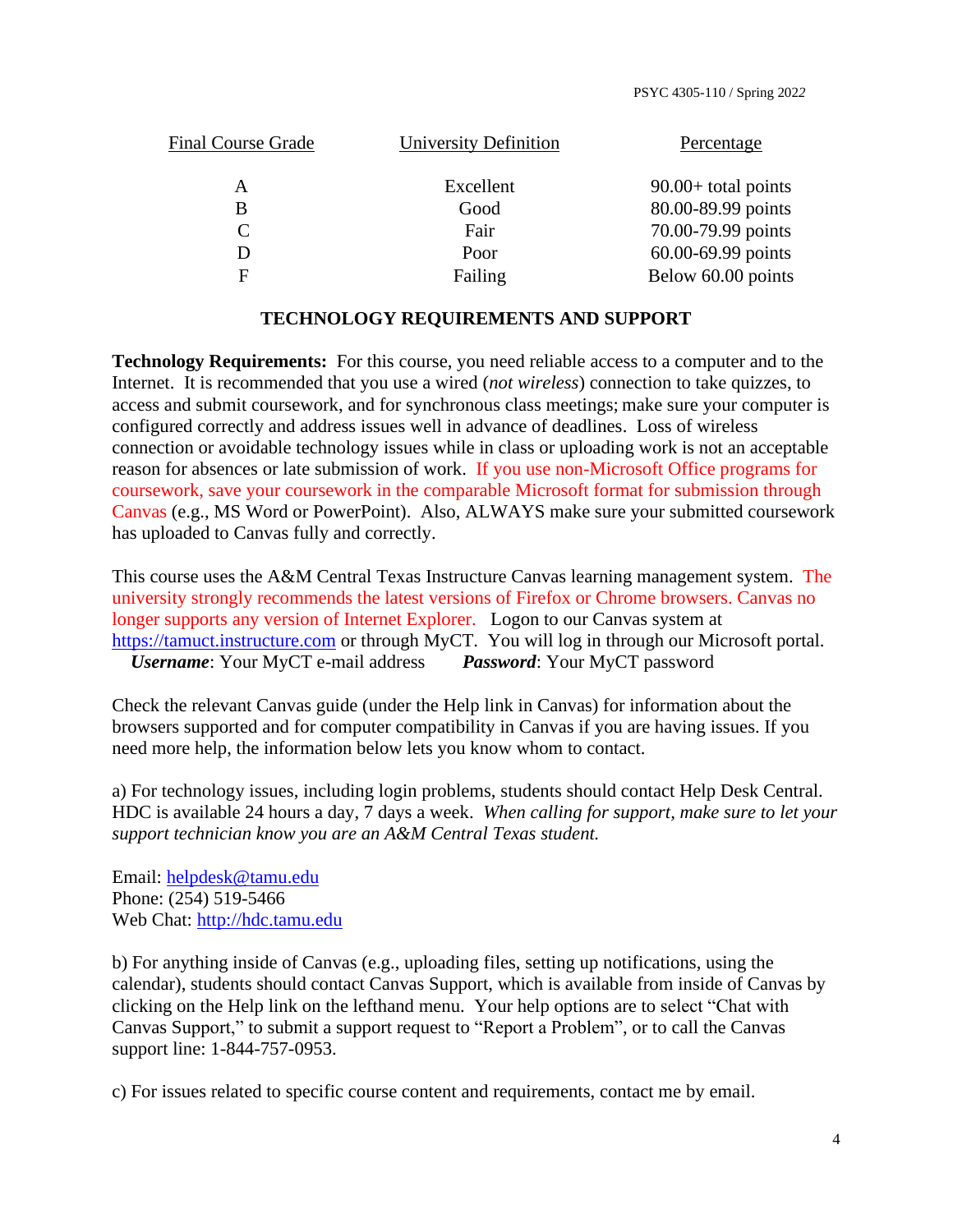| Final Course Grade | University Definition | Percentage |
|---|---|---|
| A | Excellent | 90.00+ total points |
| B | Good | 80.00-89.99 points |
| C | Fair | 70.00-79.99 points |
| D | Poor | 60.00-69.99 points |
| F | Failing | Below 60.00 points |

## TECHNOLOGY REQUIREMENTS AND SUPPORT

**Technology Requirements:** For this course, you need reliable access to a computer and to the Internet. It is recommended that you use a wired (*not wireless*) connection to take quizzes, to access and submit coursework, and for synchronous class meetings; make sure your computer is configured correctly and address issues well in advance of deadlines. Loss of wireless connection or avoidable technology issues while in class or uploading work is not an acceptable reason for absences or late submission of work. If you use non-Microsoft Office programs for coursework, save your coursework in the comparable Microsoft format for submission through Canvas (e.g., MS Word or PowerPoint). Also, ALWAYS make sure your submitted coursework has uploaded to Canvas fully and correctly.

This course uses the A&M Central Texas Instructure Canvas learning management system. The university strongly recommends the latest versions of Firefox or Chrome browsers. Canvas no longer supports any version of Internet Explorer. Logon to our Canvas system at https://tamuct.instructure.com or through MyCT. You will log in through our Microsoft portal.
***Username***: Your MyCT e-mail address ***Password***: Your MyCT password

Check the relevant Canvas guide (under the Help link in Canvas) for information about the browsers supported and for computer compatibility in Canvas if you are having issues. If you need more help, the information below lets you know whom to contact.

a) For technology issues, including login problems, students should contact Help Desk Central. HDC is available 24 hours a day, 7 days a week. *When calling for support, make sure to let your support technician know you are an A&M Central Texas student.*

Email: helpdesk@tamu.edu
Phone: (254) 519-5466
Web Chat: http://hdc.tamu.edu

b) For anything inside of Canvas (e.g., uploading files, setting up notifications, using the calendar), students should contact Canvas Support, which is available from inside of Canvas by clicking on the Help link on the lefthand menu. Your help options are to select "Chat with Canvas Support," to submit a support request to "Report a Problem", or to call the Canvas support line: 1-844-757-0953.

c) For issues related to specific course content and requirements, contact me by email.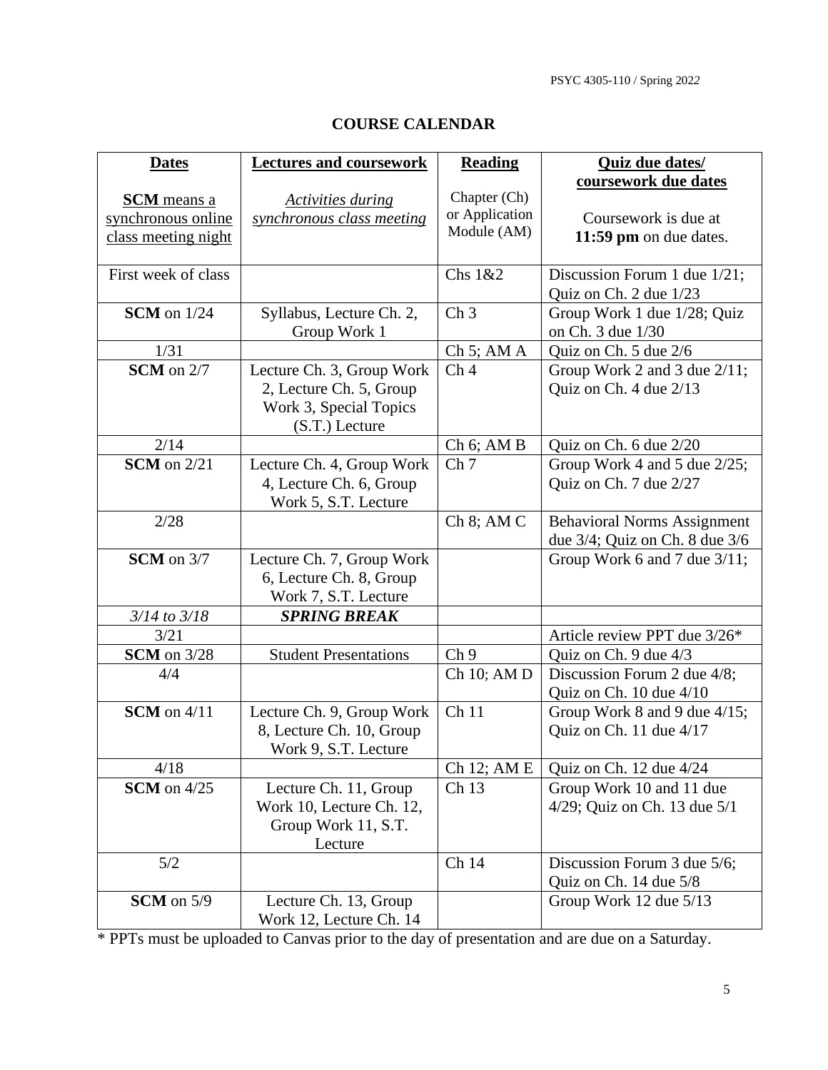## COURSE CALENDAR

| **Dates**<br><br>**SCM** means a synchronous online class meeting night | **Lectures and coursework**<br><br>*Activities during synchronous class meeting* | **Reading**<br><br>Chapter (Ch) or Application Module (AM) | **Quiz due dates/ coursework due dates**<br><br>Coursework is due at **11:59 pm** on due dates. |
|---|---|---|---|
| First week of class | | Chs 1&2 | Discussion Forum 1 due 1/21; Quiz on Ch. 2 due 1/23 |
| **SCM** on 1/24 | Syllabus, Lecture Ch. 2, Group Work 1 | Ch 3 | Group Work 1 due 1/28; Quiz on Ch. 3 due 1/30 |
| 1/31 | | Ch 5; AM A | Quiz on Ch. 5 due 2/6 |
| **SCM** on 2/7 | Lecture Ch. 3, Group Work 2, Lecture Ch. 5, Group Work 3, Special Topics (S.T.) Lecture | Ch 4 | Group Work 2 and 3 due 2/11; Quiz on Ch. 4 due 2/13 |
| 2/14 | | Ch 6; AM B | Quiz on Ch. 6 due 2/20 |
| **SCM** on 2/21 | Lecture Ch. 4, Group Work 4, Lecture Ch. 6, Group Work 5, S.T. Lecture | Ch 7 | Group Work 4 and 5 due 2/25; Quiz on Ch. 7 due 2/27 |
| 2/28 | | Ch 8; AM C | Behavioral Norms Assignment due 3/4; Quiz on Ch. 8 due 3/6 |
| **SCM** on 3/7 | Lecture Ch. 7, Group Work 6, Lecture Ch. 8, Group Work 7, S.T. Lecture | | Group Work 6 and 7 due 3/11; |
| *3/14 to 3/18* | ***SPRING BREAK*** | | |
| 3/21 | | | Article review PPT due 3/26* |
| **SCM** on 3/28 | Student Presentations | Ch 9 | Quiz on Ch. 9 due 4/3 |
| 4/4 | | Ch 10; AM D | Discussion Forum 2 due 4/8; Quiz on Ch. 10 due 4/10 |
| **SCM** on 4/11 | Lecture Ch. 9, Group Work 8, Lecture Ch. 10, Group Work 9, S.T. Lecture | Ch 11 | Group Work 8 and 9 due 4/15; Quiz on Ch. 11 due 4/17 |
| 4/18 | | Ch 12; AM E | Quiz on Ch. 12 due 4/24 |
| **SCM** on 4/25 | Lecture Ch. 11, Group Work 10, Lecture Ch. 12, Group Work 11, S.T. Lecture | Ch 13 | Group Work 10 and 11 due 4/29; Quiz on Ch. 13 due 5/1 |
| 5/2 | | Ch 14 | Discussion Forum 3 due 5/6; Quiz on Ch. 14 due 5/8 |
| **SCM** on 5/9 | Lecture Ch. 13, Group Work 12, Lecture Ch. 14 | | Group Work 12 due 5/13 |

* PPTs must be uploaded to Canvas prior to the day of presentation and are due on a Saturday.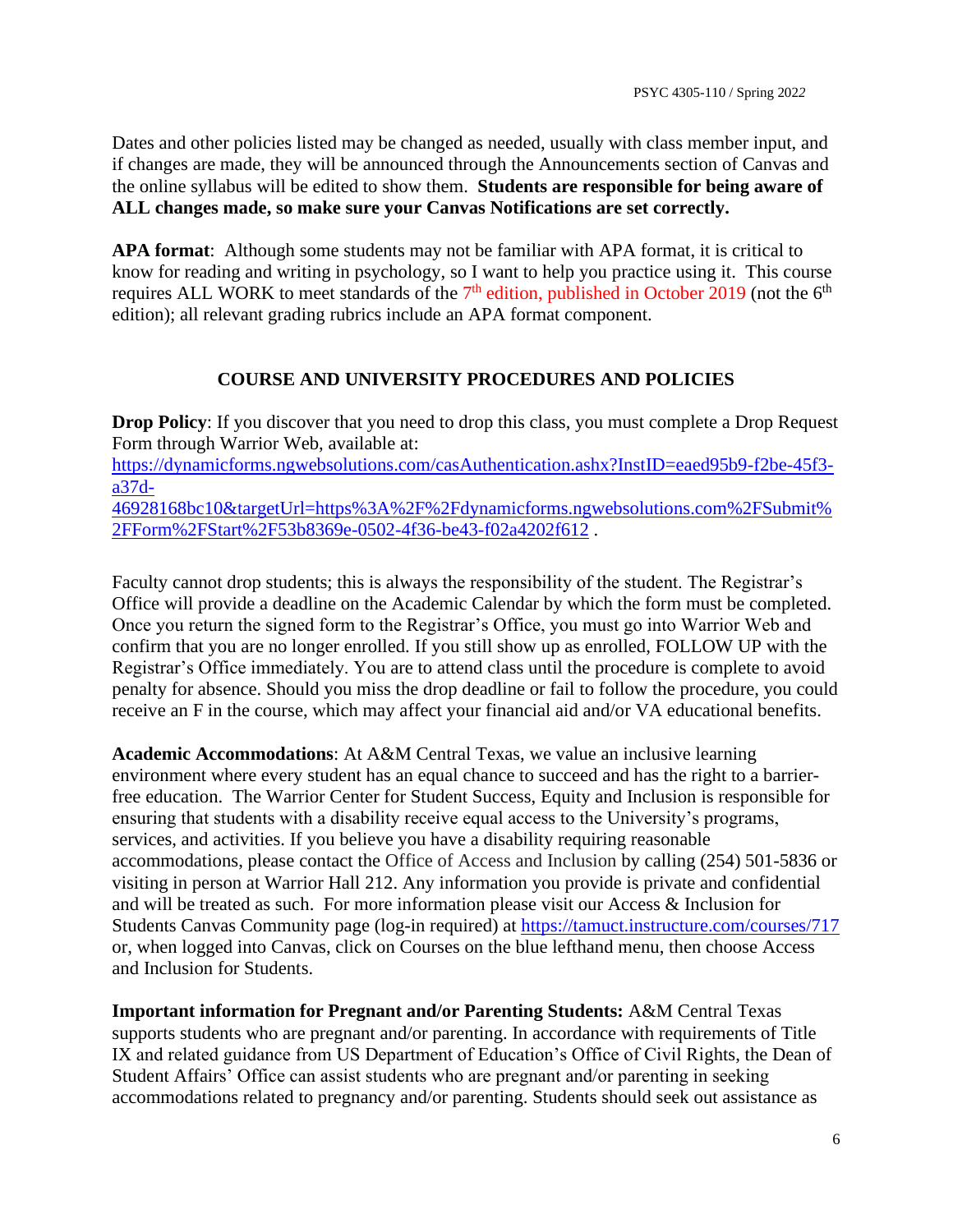Dates and other policies listed may be changed as needed, usually with class member input, and if changes are made, they will be announced through the Announcements section of Canvas and the online syllabus will be edited to show them. **Students are responsible for being aware of ALL changes made, so make sure your Canvas Notifications are set correctly.**

**APA format**: Although some students may not be familiar with APA format, it is critical to know for reading and writing in psychology, so I want to help you practice using it. This course requires ALL WORK to meet standards of the 7th edition, published in October 2019 (not the 6th edition); all relevant grading rubrics include an APA format component.

## COURSE AND UNIVERSITY PROCEDURES AND POLICIES

**Drop Policy**: If you discover that you need to drop this class, you must complete a Drop Request Form through Warrior Web, available at: https://dynamicforms.ngwebsolutions.com/casAuthentication.ashx?InstID=eaed95b9-f2be-45f3-a37d-46928168bc10&targetUrl=https%3A%2F%2Fdynamicforms.ngwebsolutions.com%2FSubmit%2FForm%2FStart%2F53b8369e-0502-4f36-be43-f02a4202f612 .

Faculty cannot drop students; this is always the responsibility of the student. The Registrar's Office will provide a deadline on the Academic Calendar by which the form must be completed. Once you return the signed form to the Registrar's Office, you must go into Warrior Web and confirm that you are no longer enrolled. If you still show up as enrolled, FOLLOW UP with the Registrar's Office immediately. You are to attend class until the procedure is complete to avoid penalty for absence. Should you miss the drop deadline or fail to follow the procedure, you could receive an F in the course, which may affect your financial aid and/or VA educational benefits.

**Academic Accommodations**: At A&M Central Texas, we value an inclusive learning environment where every student has an equal chance to succeed and has the right to a barrier-free education. The Warrior Center for Student Success, Equity and Inclusion is responsible for ensuring that students with a disability receive equal access to the University's programs, services, and activities. If you believe you have a disability requiring reasonable accommodations, please contact the Office of Access and Inclusion by calling (254) 501-5836 or visiting in person at Warrior Hall 212. Any information you provide is private and confidential and will be treated as such. For more information please visit our Access & Inclusion for Students Canvas Community page (log-in required) at https://tamuct.instructure.com/courses/717 or, when logged into Canvas, click on Courses on the blue lefthand menu, then choose Access and Inclusion for Students.

**Important information for Pregnant and/or Parenting Students:** A&M Central Texas supports students who are pregnant and/or parenting. In accordance with requirements of Title IX and related guidance from US Department of Education's Office of Civil Rights, the Dean of Student Affairs' Office can assist students who are pregnant and/or parenting in seeking accommodations related to pregnancy and/or parenting. Students should seek out assistance as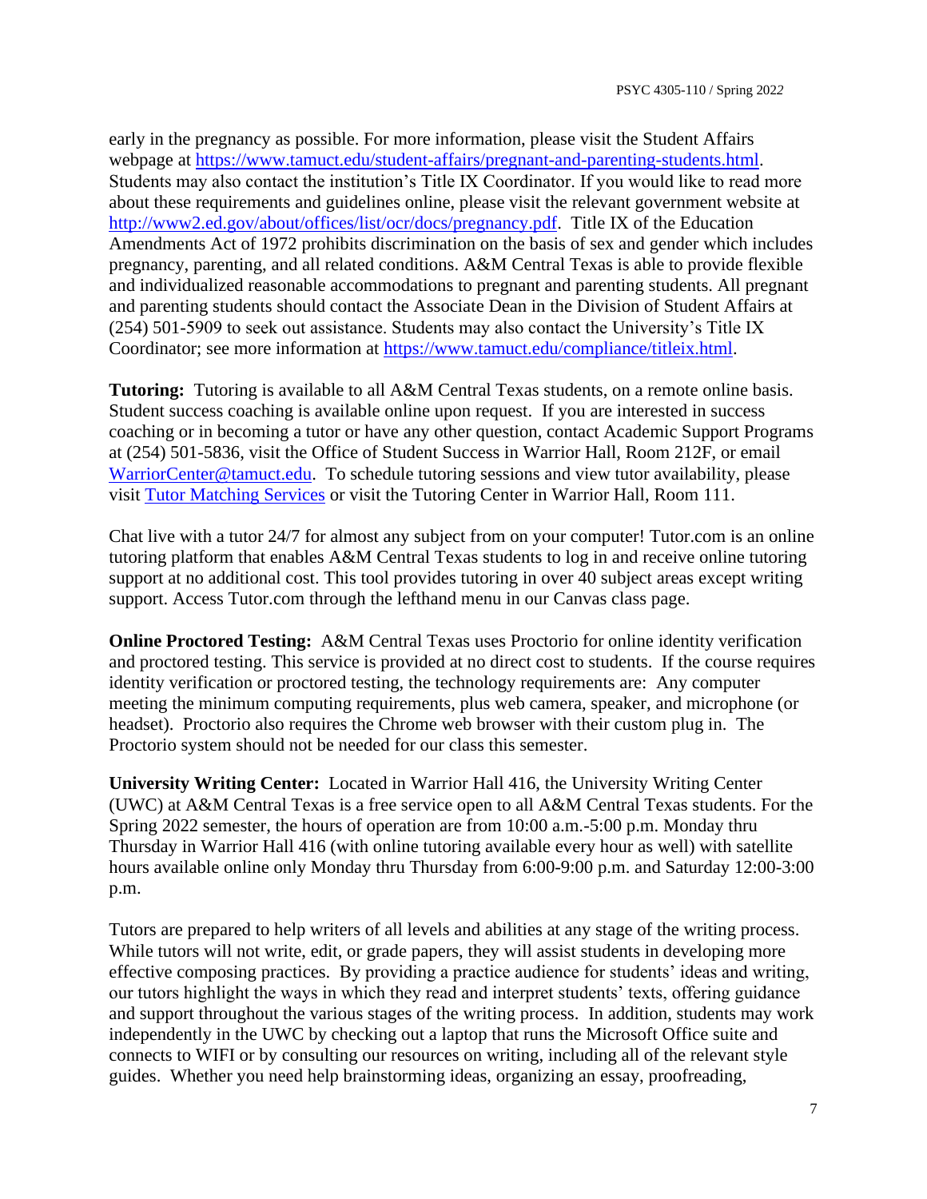early in the pregnancy as possible. For more information, please visit the Student Affairs webpage at [https://www.tamuct.edu/student-affairs/pregnant-and-parenting-students.html](https://www.tamuct.edu/student-affairs/pregnant-and-parenting-students.html). Students may also contact the institution's Title IX Coordinator. If you would like to read more about these requirements and guidelines online, please visit the relevant government website at [http://www2.ed.gov/about/offices/list/ocr/docs/pregnancy.pdf](http://www2.ed.gov/about/offices/list/ocr/docs/pregnancy.pdf). Title IX of the Education Amendments Act of 1972 prohibits discrimination on the basis of sex and gender which includes pregnancy, parenting, and all related conditions. A&M Central Texas is able to provide flexible and individualized reasonable accommodations to pregnant and parenting students. All pregnant and parenting students should contact the Associate Dean in the Division of Student Affairs at (254) 501-5909 to seek out assistance. Students may also contact the University's Title IX Coordinator; see more information at [https://www.tamuct.edu/compliance/titleix.html](https://www.tamuct.edu/compliance/titleix.html).

**Tutoring:** Tutoring is available to all A&M Central Texas students, on a remote online basis. Student success coaching is available online upon request. If you are interested in success coaching or in becoming a tutor or have any other question, contact Academic Support Programs at (254) 501-5836, visit the Office of Student Success in Warrior Hall, Room 212F, or email [WarriorCenter@tamuct.edu](mailto:WarriorCenter@tamuct.edu). To schedule tutoring sessions and view tutor availability, please visit Tutor Matching Services or visit the Tutoring Center in Warrior Hall, Room 111.

Chat live with a tutor 24/7 for almost any subject from on your computer! Tutor.com is an online tutoring platform that enables A&M Central Texas students to log in and receive online tutoring support at no additional cost. This tool provides tutoring in over 40 subject areas except writing support. Access Tutor.com through the lefthand menu in our Canvas class page.

**Online Proctored Testing:** A&M Central Texas uses Proctorio for online identity verification and proctored testing. This service is provided at no direct cost to students. If the course requires identity verification or proctored testing, the technology requirements are: Any computer meeting the minimum computing requirements, plus web camera, speaker, and microphone (or headset). Proctorio also requires the Chrome web browser with their custom plug in. The Proctorio system should not be needed for our class this semester.

**University Writing Center:** Located in Warrior Hall 416, the University Writing Center (UWC) at A&M Central Texas is a free service open to all A&M Central Texas students. For the Spring 2022 semester, the hours of operation are from 10:00 a.m.-5:00 p.m. Monday thru Thursday in Warrior Hall 416 (with online tutoring available every hour as well) with satellite hours available online only Monday thru Thursday from 6:00-9:00 p.m. and Saturday 12:00-3:00 p.m.

Tutors are prepared to help writers of all levels and abilities at any stage of the writing process. While tutors will not write, edit, or grade papers, they will assist students in developing more effective composing practices. By providing a practice audience for students' ideas and writing, our tutors highlight the ways in which they read and interpret students' texts, offering guidance and support throughout the various stages of the writing process. In addition, students may work independently in the UWC by checking out a laptop that runs the Microsoft Office suite and connects to WIFI or by consulting our resources on writing, including all of the relevant style guides. Whether you need help brainstorming ideas, organizing an essay, proofreading,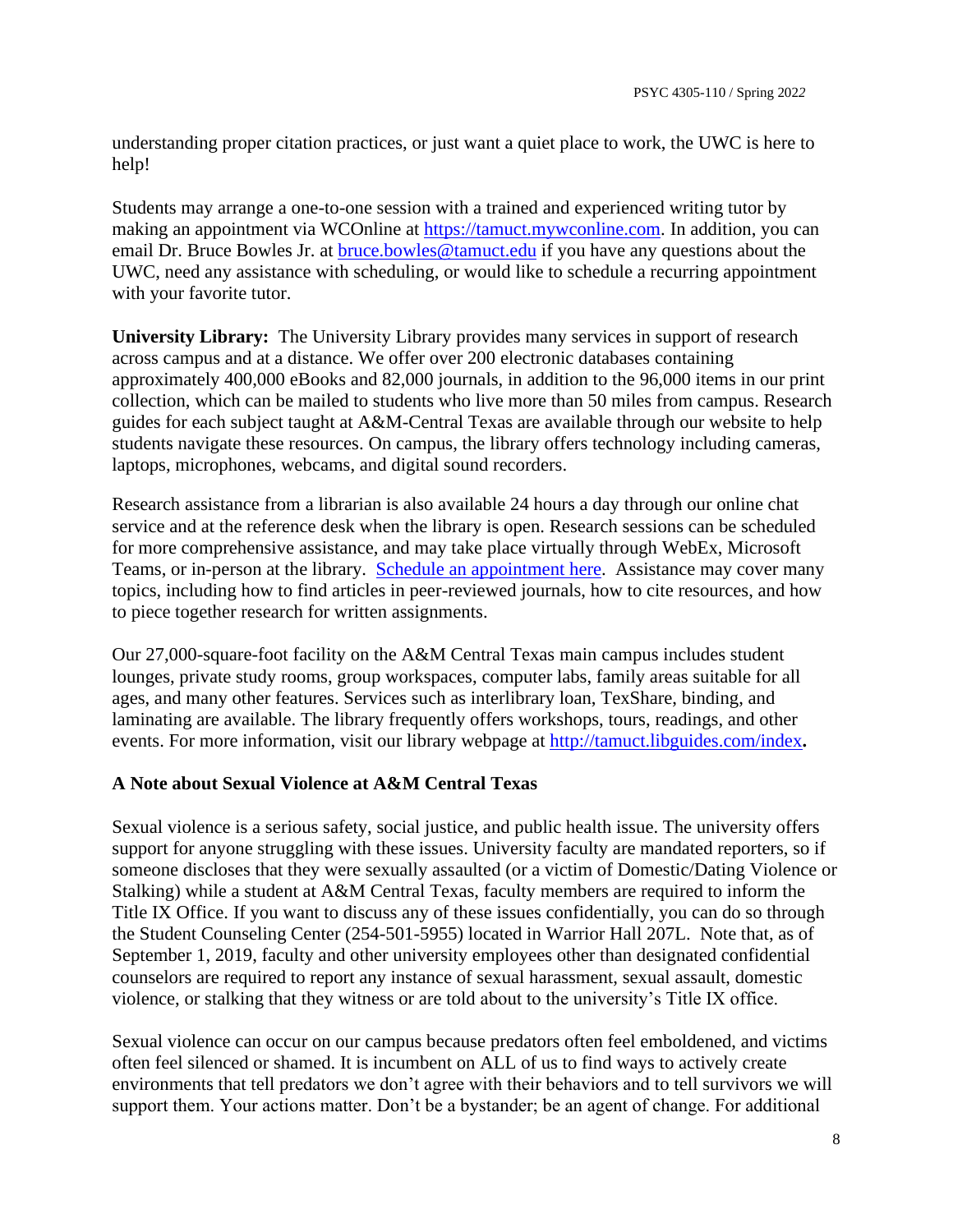understanding proper citation practices, or just want a quiet place to work, the UWC is here to help!

Students may arrange a one-to-one session with a trained and experienced writing tutor by making an appointment via WCOnline at [https://tamuct.mywconline.com](https://tamuct.mywconline.com). In addition, you can email Dr. Bruce Bowles Jr. at [bruce.bowles@tamuct.edu](mailto:bruce.bowles@tamuct.edu) if you have any questions about the UWC, need any assistance with scheduling, or would like to schedule a recurring appointment with your favorite tutor.

**University Library:** The University Library provides many services in support of research across campus and at a distance. We offer over 200 electronic databases containing approximately 400,000 eBooks and 82,000 journals, in addition to the 96,000 items in our print collection, which can be mailed to students who live more than 50 miles from campus. Research guides for each subject taught at A&M-Central Texas are available through our website to help students navigate these resources. On campus, the library offers technology including cameras, laptops, microphones, webcams, and digital sound recorders.

Research assistance from a librarian is also available 24 hours a day through our online chat service and at the reference desk when the library is open. Research sessions can be scheduled for more comprehensive assistance, and may take place virtually through WebEx, Microsoft Teams, or in-person at the library. Schedule an appointment here. Assistance may cover many topics, including how to find articles in peer-reviewed journals, how to cite resources, and how to piece together research for written assignments.

Our 27,000-square-foot facility on the A&M Central Texas main campus includes student lounges, private study rooms, group workspaces, computer labs, family areas suitable for all ages, and many other features. Services such as interlibrary loan, TexShare, binding, and laminating are available. The library frequently offers workshops, tours, readings, and other events. For more information, visit our library webpage at [http://tamuct.libguides.com/index](http://tamuct.libguides.com/index).

### A Note about Sexual Violence at A&M Central Texas

Sexual violence is a serious safety, social justice, and public health issue. The university offers support for anyone struggling with these issues. University faculty are mandated reporters, so if someone discloses that they were sexually assaulted (or a victim of Domestic/Dating Violence or Stalking) while a student at A&M Central Texas, faculty members are required to inform the Title IX Office. If you want to discuss any of these issues confidentially, you can do so through the Student Counseling Center (254-501-5955) located in Warrior Hall 207L. Note that, as of September 1, 2019, faculty and other university employees other than designated confidential counselors are required to report any instance of sexual harassment, sexual assault, domestic violence, or stalking that they witness or are told about to the university's Title IX office.

Sexual violence can occur on our campus because predators often feel emboldened, and victims often feel silenced or shamed. It is incumbent on ALL of us to find ways to actively create environments that tell predators we don't agree with their behaviors and to tell survivors we will support them. Your actions matter. Don't be a bystander; be an agent of change. For additional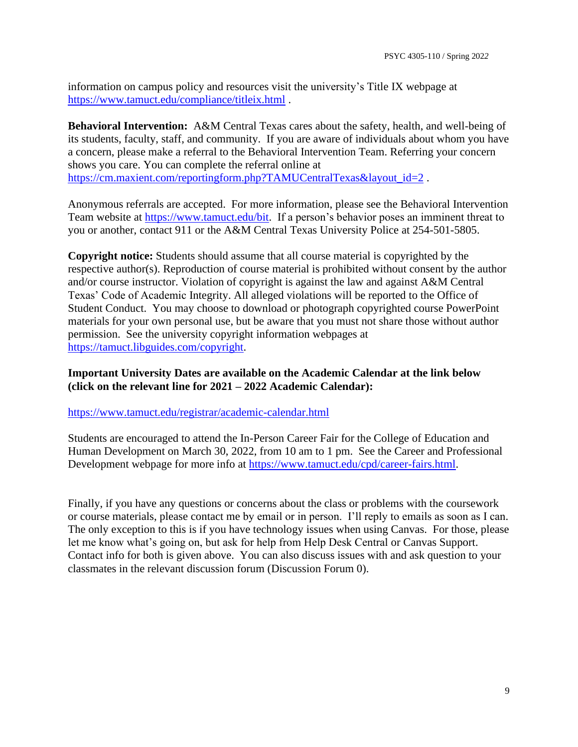information on campus policy and resources visit the university's Title IX webpage at https://www.tamuct.edu/compliance/titleix.html .

**Behavioral Intervention:** A&M Central Texas cares about the safety, health, and well-being of its students, faculty, staff, and community. If you are aware of individuals about whom you have a concern, please make a referral to the Behavioral Intervention Team. Referring your concern shows you care. You can complete the referral online at https://cm.maxient.com/reportingform.php?TAMUCentralTexas&layout_id=2 .

Anonymous referrals are accepted. For more information, please see the Behavioral Intervention Team website at https://www.tamuct.edu/bit. If a person's behavior poses an imminent threat to you or another, contact 911 or the A&M Central Texas University Police at 254-501-5805.

**Copyright notice:** Students should assume that all course material is copyrighted by the respective author(s). Reproduction of course material is prohibited without consent by the author and/or course instructor. Violation of copyright is against the law and against A&M Central Texas' Code of Academic Integrity. All alleged violations will be reported to the Office of Student Conduct. You may choose to download or photograph copyrighted course PowerPoint materials for your own personal use, but be aware that you must not share those without author permission. See the university copyright information webpages at https://tamuct.libguides.com/copyright.

**Important University Dates are available on the Academic Calendar at the link below (click on the relevant line for 2021 – 2022 Academic Calendar):**

https://www.tamuct.edu/registrar/academic-calendar.html

Students are encouraged to attend the In-Person Career Fair for the College of Education and Human Development on March 30, 2022, from 10 am to 1 pm. See the Career and Professional Development webpage for more info at https://www.tamuct.edu/cpd/career-fairs.html.

Finally, if you have any questions or concerns about the class or problems with the coursework or course materials, please contact me by email or in person. I'll reply to emails as soon as I can. The only exception to this is if you have technology issues when using Canvas. For those, please let me know what's going on, but ask for help from Help Desk Central or Canvas Support. Contact info for both is given above. You can also discuss issues with and ask question to your classmates in the relevant discussion forum (Discussion Forum 0).